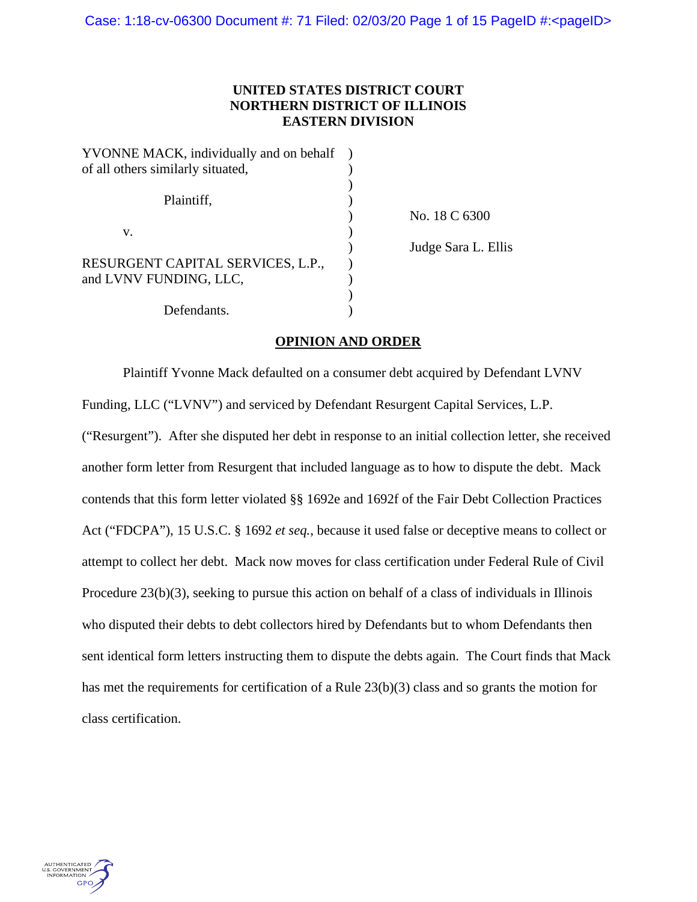**UNITED STATES DISTRICT COURT**
**NORTHERN DISTRICT OF ILLINOIS**
**EASTERN DIVISION**

| | | |
|---|---|---|
| YVONNE MACK, individually and on behalf of all others similarly situated, | ) | |
| Plaintiff, | ) | No. 18 C 6300 |
| v. | ) | Judge Sara L. Ellis |
| RESURGENT CAPITAL SERVICES, L.P., and LVNV FUNDING, LLC, | ) | |
| Defendants. | ) | |

## OPINION AND ORDER

Plaintiff Yvonne Mack defaulted on a consumer debt acquired by Defendant LVNV Funding, LLC ("LVNV") and serviced by Defendant Resurgent Capital Services, L.P. ("Resurgent"). After she disputed her debt in response to an initial collection letter, she received another form letter from Resurgent that included language as to how to dispute the debt. Mack contends that this form letter violated §§ 1692e and 1692f of the Fair Debt Collection Practices Act ("FDCPA"), 15 U.S.C. § 1692 *et seq.*, because it used false or deceptive means to collect or attempt to collect her debt. Mack now moves for class certification under Federal Rule of Civil Procedure 23(b)(3), seeking to pursue this action on behalf of a class of individuals in Illinois who disputed their debts to debt collectors hired by Defendants but to whom Defendants then sent identical form letters instructing them to dispute the debts again. The Court finds that Mack has met the requirements for certification of a Rule 23(b)(3) class and so grants the motion for class certification.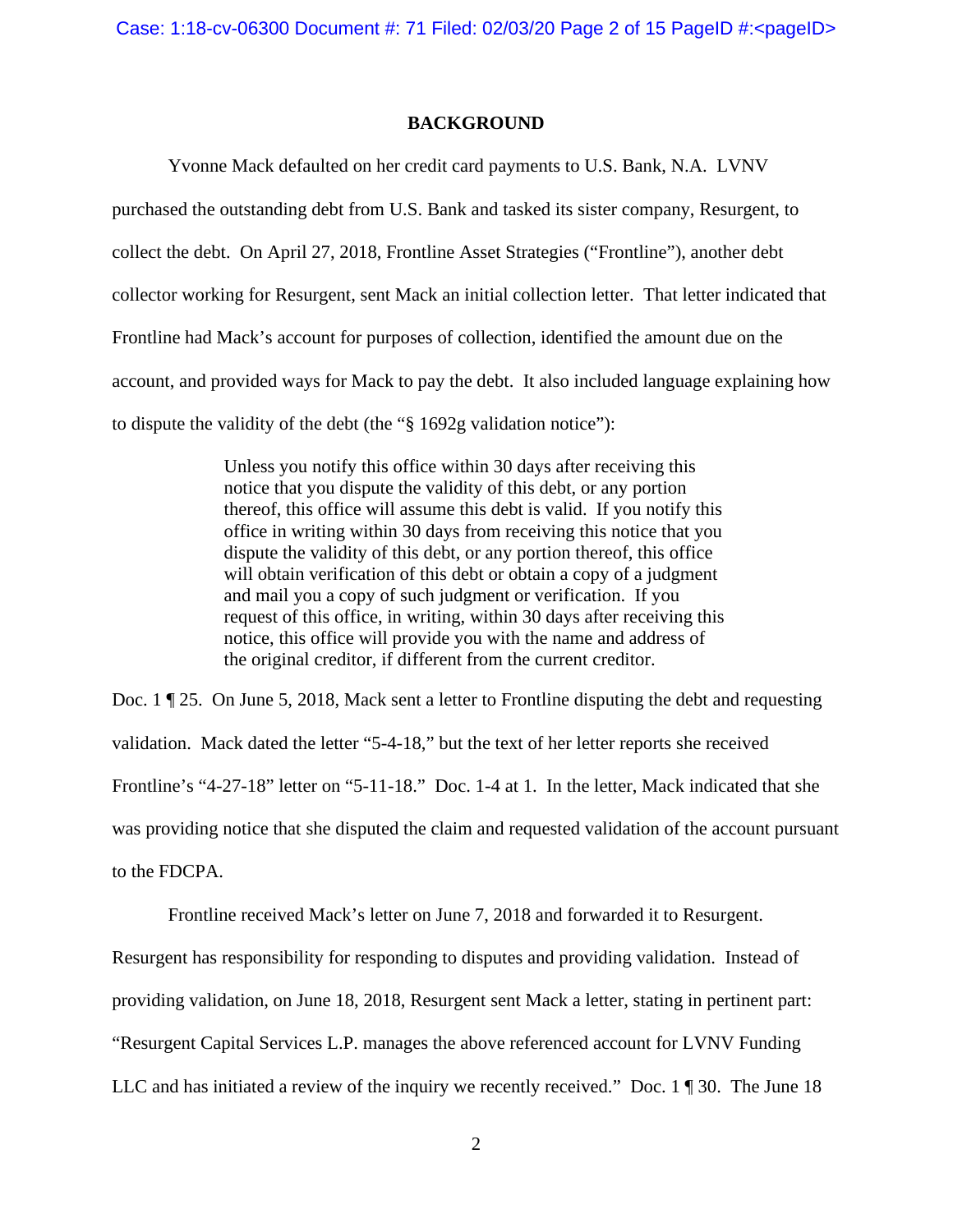## BACKGROUND

Yvonne Mack defaulted on her credit card payments to U.S. Bank, N.A. LVNV purchased the outstanding debt from U.S. Bank and tasked its sister company, Resurgent, to collect the debt. On April 27, 2018, Frontline Asset Strategies ("Frontline"), another debt collector working for Resurgent, sent Mack an initial collection letter. That letter indicated that Frontline had Mack's account for purposes of collection, identified the amount due on the account, and provided ways for Mack to pay the debt. It also included language explaining how to dispute the validity of the debt (the "§ 1692g validation notice"):

> Unless you notify this office within 30 days after receiving this notice that you dispute the validity of this debt, or any portion thereof, this office will assume this debt is valid. If you notify this office in writing within 30 days from receiving this notice that you dispute the validity of this debt, or any portion thereof, this office will obtain verification of this debt or obtain a copy of a judgment and mail you a copy of such judgment or verification. If you request of this office, in writing, within 30 days after receiving this notice, this office will provide you with the name and address of the original creditor, if different from the current creditor.

Doc. 1 ¶ 25. On June 5, 2018, Mack sent a letter to Frontline disputing the debt and requesting validation. Mack dated the letter "5-4-18," but the text of her letter reports she received Frontline's "4-27-18" letter on "5-11-18." Doc. 1-4 at 1. In the letter, Mack indicated that she was providing notice that she disputed the claim and requested validation of the account pursuant to the FDCPA.

Frontline received Mack's letter on June 7, 2018 and forwarded it to Resurgent. Resurgent has responsibility for responding to disputes and providing validation. Instead of providing validation, on June 18, 2018, Resurgent sent Mack a letter, stating in pertinent part: "Resurgent Capital Services L.P. manages the above referenced account for LVNV Funding LLC and has initiated a review of the inquiry we recently received." Doc. 1 ¶ 30. The June 18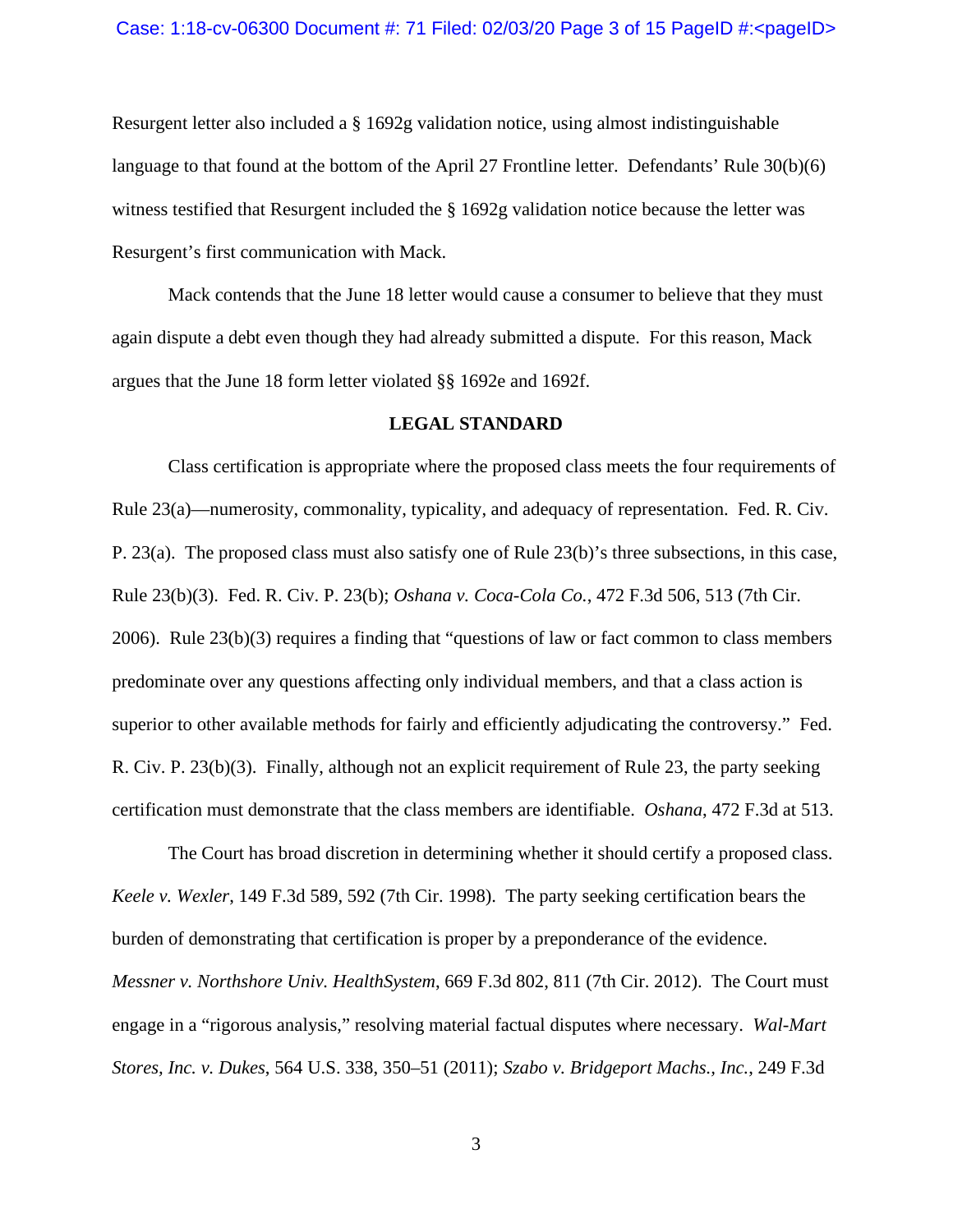Resurgent letter also included a § 1692g validation notice, using almost indistinguishable language to that found at the bottom of the April 27 Frontline letter. Defendants' Rule 30(b)(6) witness testified that Resurgent included the § 1692g validation notice because the letter was Resurgent's first communication with Mack.

Mack contends that the June 18 letter would cause a consumer to believe that they must again dispute a debt even though they had already submitted a dispute. For this reason, Mack argues that the June 18 form letter violated §§ 1692e and 1692f.

## LEGAL STANDARD

Class certification is appropriate where the proposed class meets the four requirements of Rule 23(a)—numerosity, commonality, typicality, and adequacy of representation. Fed. R. Civ. P. 23(a). The proposed class must also satisfy one of Rule 23(b)'s three subsections, in this case, Rule 23(b)(3). Fed. R. Civ. P. 23(b); *Oshana v. Coca-Cola Co.*, 472 F.3d 506, 513 (7th Cir. 2006). Rule 23(b)(3) requires a finding that "questions of law or fact common to class members predominate over any questions affecting only individual members, and that a class action is superior to other available methods for fairly and efficiently adjudicating the controversy." Fed. R. Civ. P. 23(b)(3). Finally, although not an explicit requirement of Rule 23, the party seeking certification must demonstrate that the class members are identifiable. *Oshana*, 472 F.3d at 513.

The Court has broad discretion in determining whether it should certify a proposed class. *Keele v. Wexler*, 149 F.3d 589, 592 (7th Cir. 1998). The party seeking certification bears the burden of demonstrating that certification is proper by a preponderance of the evidence. *Messner v. Northshore Univ. HealthSystem*, 669 F.3d 802, 811 (7th Cir. 2012). The Court must engage in a "rigorous analysis," resolving material factual disputes where necessary. *Wal-Mart Stores, Inc. v. Dukes*, 564 U.S. 338, 350–51 (2011); *Szabo v. Bridgeport Machs., Inc.*, 249 F.3d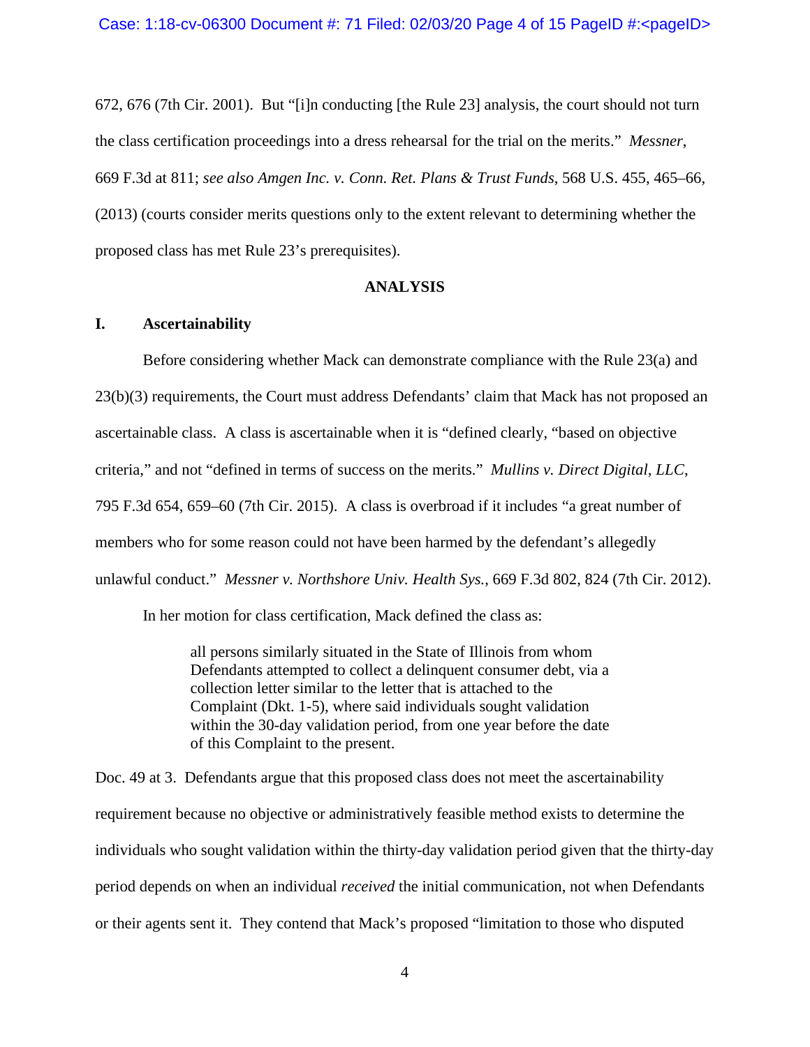672, 676 (7th Cir. 2001). But "[i]n conducting [the Rule 23] analysis, the court should not turn the class certification proceedings into a dress rehearsal for the trial on the merits." *Messner*, 669 F.3d at 811; *see also Amgen Inc. v. Conn. Ret. Plans & Trust Funds*, 568 U.S. 455, 465–66, (2013) (courts consider merits questions only to the extent relevant to determining whether the proposed class has met Rule 23's prerequisites).

## ANALYSIS

### I. Ascertainability

Before considering whether Mack can demonstrate compliance with the Rule 23(a) and 23(b)(3) requirements, the Court must address Defendants' claim that Mack has not proposed an ascertainable class. A class is ascertainable when it is "defined clearly, "based on objective criteria," and not "defined in terms of success on the merits." *Mullins v. Direct Digital, LLC*, 795 F.3d 654, 659–60 (7th Cir. 2015). A class is overbroad if it includes "a great number of members who for some reason could not have been harmed by the defendant's allegedly unlawful conduct." *Messner v. Northshore Univ. Health Sys.*, 669 F.3d 802, 824 (7th Cir. 2012).

In her motion for class certification, Mack defined the class as:

> all persons similarly situated in the State of Illinois from whom Defendants attempted to collect a delinquent consumer debt, via a collection letter similar to the letter that is attached to the Complaint (Dkt. 1-5), where said individuals sought validation within the 30-day validation period, from one year before the date of this Complaint to the present.

Doc. 49 at 3. Defendants argue that this proposed class does not meet the ascertainability requirement because no objective or administratively feasible method exists to determine the individuals who sought validation within the thirty-day validation period given that the thirty-day period depends on when an individual *received* the initial communication, not when Defendants or their agents sent it. They contend that Mack's proposed "limitation to those who disputed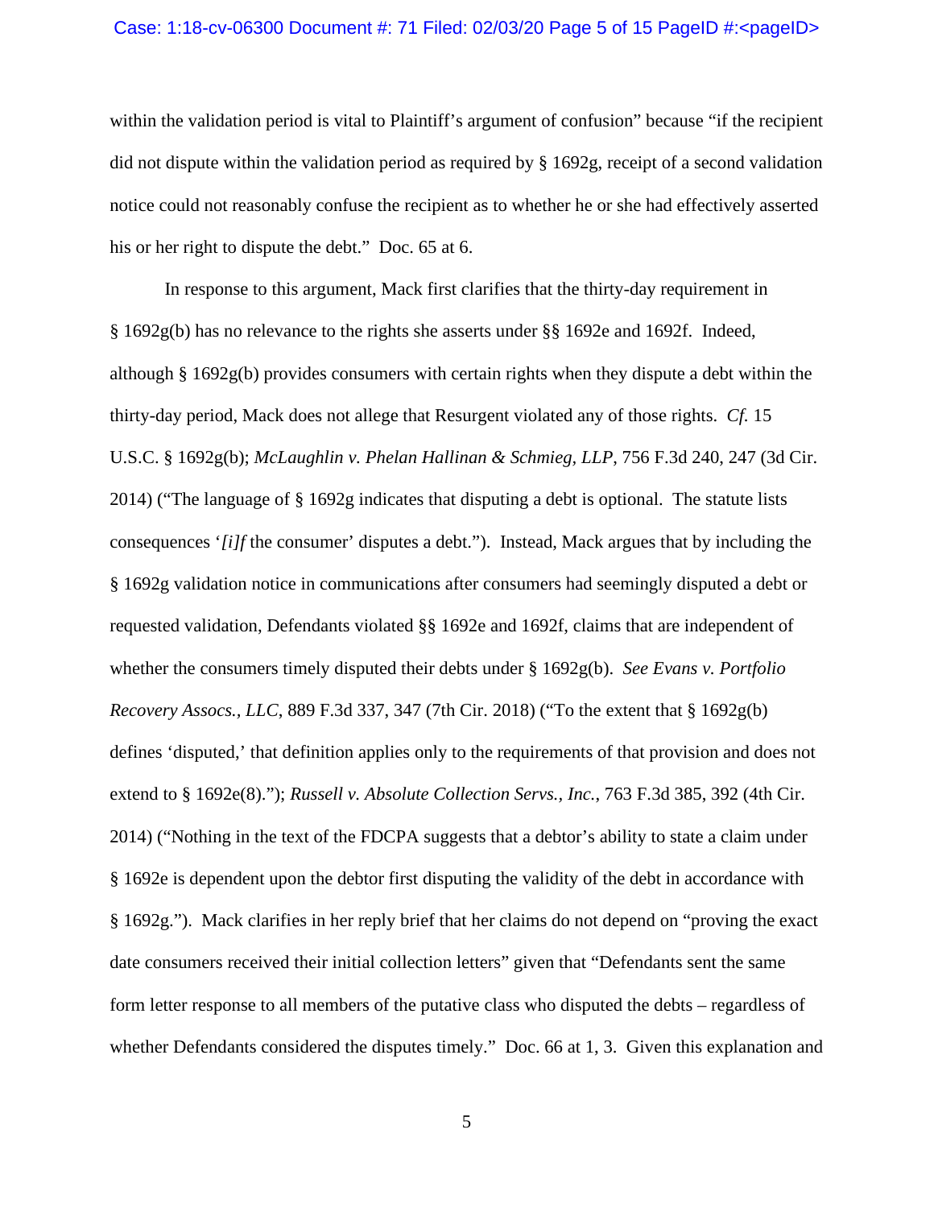within the validation period is vital to Plaintiff's argument of confusion" because "if the recipient did not dispute within the validation period as required by § 1692g, receipt of a second validation notice could not reasonably confuse the recipient as to whether he or she had effectively asserted his or her right to dispute the debt." Doc. 65 at 6.

In response to this argument, Mack first clarifies that the thirty-day requirement in § 1692g(b) has no relevance to the rights she asserts under §§ 1692e and 1692f. Indeed, although § 1692g(b) provides consumers with certain rights when they dispute a debt within the thirty-day period, Mack does not allege that Resurgent violated any of those rights. *Cf.* 15 U.S.C. § 1692g(b); *McLaughlin v. Phelan Hallinan & Schmieg, LLP*, 756 F.3d 240, 247 (3d Cir. 2014) ("The language of § 1692g indicates that disputing a debt is optional. The statute lists consequences '*[i]f* the consumer' disputes a debt."). Instead, Mack argues that by including the § 1692g validation notice in communications after consumers had seemingly disputed a debt or requested validation, Defendants violated §§ 1692e and 1692f, claims that are independent of whether the consumers timely disputed their debts under § 1692g(b). *See Evans v. Portfolio Recovery Assocs., LLC*, 889 F.3d 337, 347 (7th Cir. 2018) ("To the extent that § 1692g(b) defines 'disputed,' that definition applies only to the requirements of that provision and does not extend to § 1692e(8)."); *Russell v. Absolute Collection Servs., Inc.*, 763 F.3d 385, 392 (4th Cir. 2014) ("Nothing in the text of the FDCPA suggests that a debtor's ability to state a claim under § 1692e is dependent upon the debtor first disputing the validity of the debt in accordance with § 1692g."). Mack clarifies in her reply brief that her claims do not depend on "proving the exact date consumers received their initial collection letters" given that "Defendants sent the same form letter response to all members of the putative class who disputed the debts – regardless of whether Defendants considered the disputes timely." Doc. 66 at 1, 3. Given this explanation and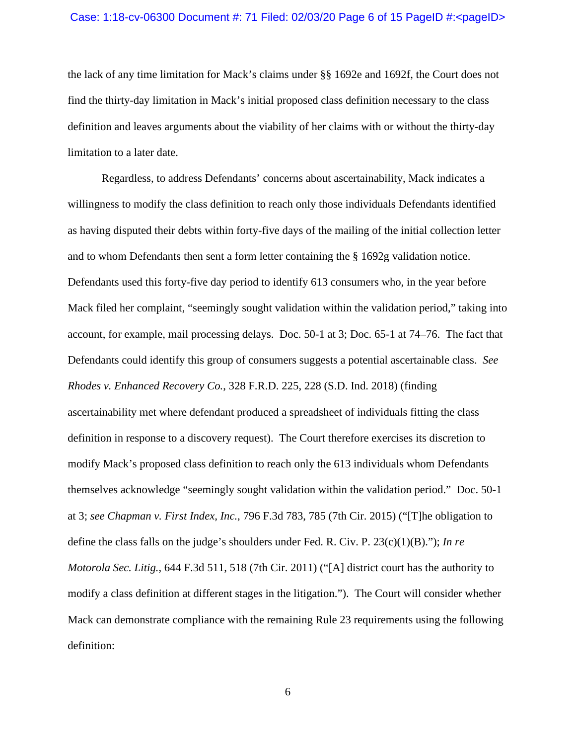the lack of any time limitation for Mack's claims under §§ 1692e and 1692f, the Court does not find the thirty-day limitation in Mack's initial proposed class definition necessary to the class definition and leaves arguments about the viability of her claims with or without the thirty-day limitation to a later date.

Regardless, to address Defendants' concerns about ascertainability, Mack indicates a willingness to modify the class definition to reach only those individuals Defendants identified as having disputed their debts within forty-five days of the mailing of the initial collection letter and to whom Defendants then sent a form letter containing the § 1692g validation notice. Defendants used this forty-five day period to identify 613 consumers who, in the year before Mack filed her complaint, "seemingly sought validation within the validation period," taking into account, for example, mail processing delays. Doc. 50-1 at 3; Doc. 65-1 at 74–76. The fact that Defendants could identify this group of consumers suggests a potential ascertainable class. *See Rhodes v. Enhanced Recovery Co.*, 328 F.R.D. 225, 228 (S.D. Ind. 2018) (finding ascertainability met where defendant produced a spreadsheet of individuals fitting the class definition in response to a discovery request). The Court therefore exercises its discretion to modify Mack's proposed class definition to reach only the 613 individuals whom Defendants themselves acknowledge "seemingly sought validation within the validation period." Doc. 50-1 at 3; *see Chapman v. First Index, Inc.*, 796 F.3d 783, 785 (7th Cir. 2015) ("[T]he obligation to define the class falls on the judge's shoulders under Fed. R. Civ. P. 23(c)(1)(B)."); *In re Motorola Sec. Litig.*, 644 F.3d 511, 518 (7th Cir. 2011) ("[A] district court has the authority to modify a class definition at different stages in the litigation."). The Court will consider whether Mack can demonstrate compliance with the remaining Rule 23 requirements using the following definition: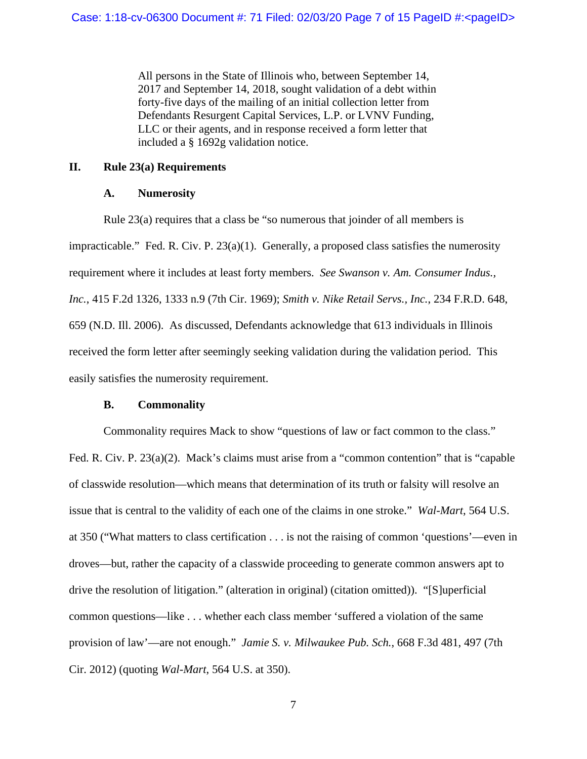> All persons in the State of Illinois who, between September 14, 2017 and September 14, 2018, sought validation of a debt within forty-five days of the mailing of an initial collection letter from Defendants Resurgent Capital Services, L.P. or LVNV Funding, LLC or their agents, and in response received a form letter that included a § 1692g validation notice.

## II. Rule 23(a) Requirements

### A. Numerosity

Rule 23(a) requires that a class be "so numerous that joinder of all members is impracticable." Fed. R. Civ. P. 23(a)(1). Generally, a proposed class satisfies the numerosity requirement where it includes at least forty members. *See Swanson v. Am. Consumer Indus., Inc.*, 415 F.2d 1326, 1333 n.9 (7th Cir. 1969); *Smith v. Nike Retail Servs., Inc.*, 234 F.R.D. 648, 659 (N.D. Ill. 2006). As discussed, Defendants acknowledge that 613 individuals in Illinois received the form letter after seemingly seeking validation during the validation period. This easily satisfies the numerosity requirement.

### B. Commonality

Commonality requires Mack to show "questions of law or fact common to the class." Fed. R. Civ. P. 23(a)(2). Mack's claims must arise from a "common contention" that is "capable of classwide resolution—which means that determination of its truth or falsity will resolve an issue that is central to the validity of each one of the claims in one stroke." *Wal-Mart*, 564 U.S. at 350 ("What matters to class certification . . . is not the raising of common 'questions'—even in droves—but, rather the capacity of a classwide proceeding to generate common answers apt to drive the resolution of litigation." (alteration in original) (citation omitted)). "[S]uperficial common questions—like . . . whether each class member 'suffered a violation of the same provision of law'—are not enough." *Jamie S. v. Milwaukee Pub. Sch.*, 668 F.3d 481, 497 (7th Cir. 2012) (quoting *Wal-Mart*, 564 U.S. at 350).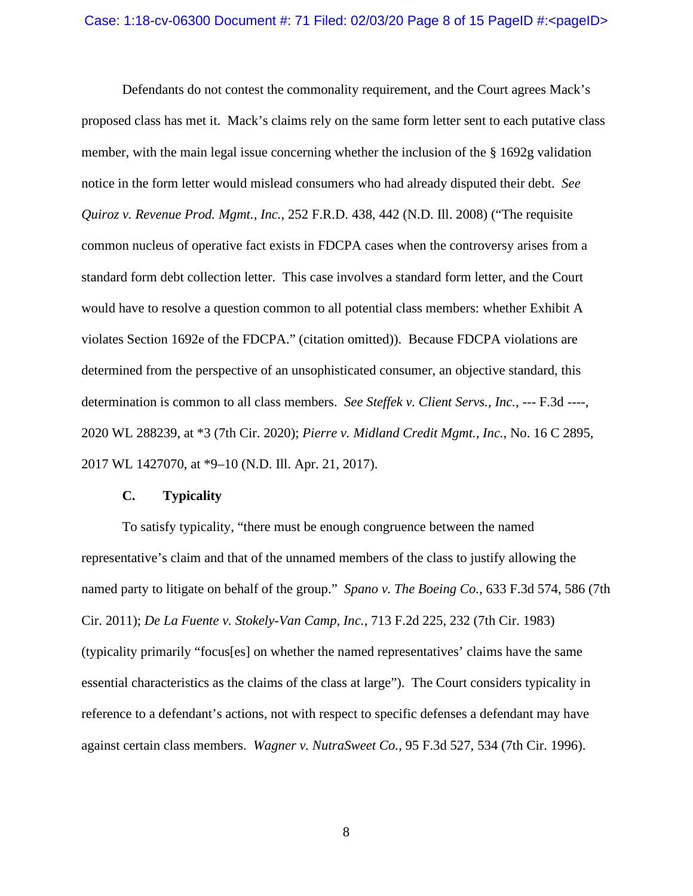Defendants do not contest the commonality requirement, and the Court agrees Mack's proposed class has met it. Mack's claims rely on the same form letter sent to each putative class member, with the main legal issue concerning whether the inclusion of the § 1692g validation notice in the form letter would mislead consumers who had already disputed their debt. *See Quiroz v. Revenue Prod. Mgmt., Inc.*, 252 F.R.D. 438, 442 (N.D. Ill. 2008) ("The requisite common nucleus of operative fact exists in FDCPA cases when the controversy arises from a standard form debt collection letter. This case involves a standard form letter, and the Court would have to resolve a question common to all potential class members: whether Exhibit A violates Section 1692e of the FDCPA." (citation omitted)). Because FDCPA violations are determined from the perspective of an unsophisticated consumer, an objective standard, this determination is common to all class members. *See Steffek v. Client Servs., Inc.*, --- F.3d ----, 2020 WL 288239, at *3 (7th Cir. 2020); *Pierre v. Midland Credit Mgmt., Inc.*, No. 16 C 2895, 2017 WL 1427070, at *9–10 (N.D. Ill. Apr. 21, 2017).

### C. Typicality

To satisfy typicality, "there must be enough congruence between the named representative's claim and that of the unnamed members of the class to justify allowing the named party to litigate on behalf of the group." *Spano v. The Boeing Co.*, 633 F.3d 574, 586 (7th Cir. 2011); *De La Fuente v. Stokely-Van Camp, Inc.*, 713 F.2d 225, 232 (7th Cir. 1983) (typicality primarily "focus[es] on whether the named representatives' claims have the same essential characteristics as the claims of the class at large"). The Court considers typicality in reference to a defendant's actions, not with respect to specific defenses a defendant may have against certain class members. *Wagner v. NutraSweet Co.*, 95 F.3d 527, 534 (7th Cir. 1996).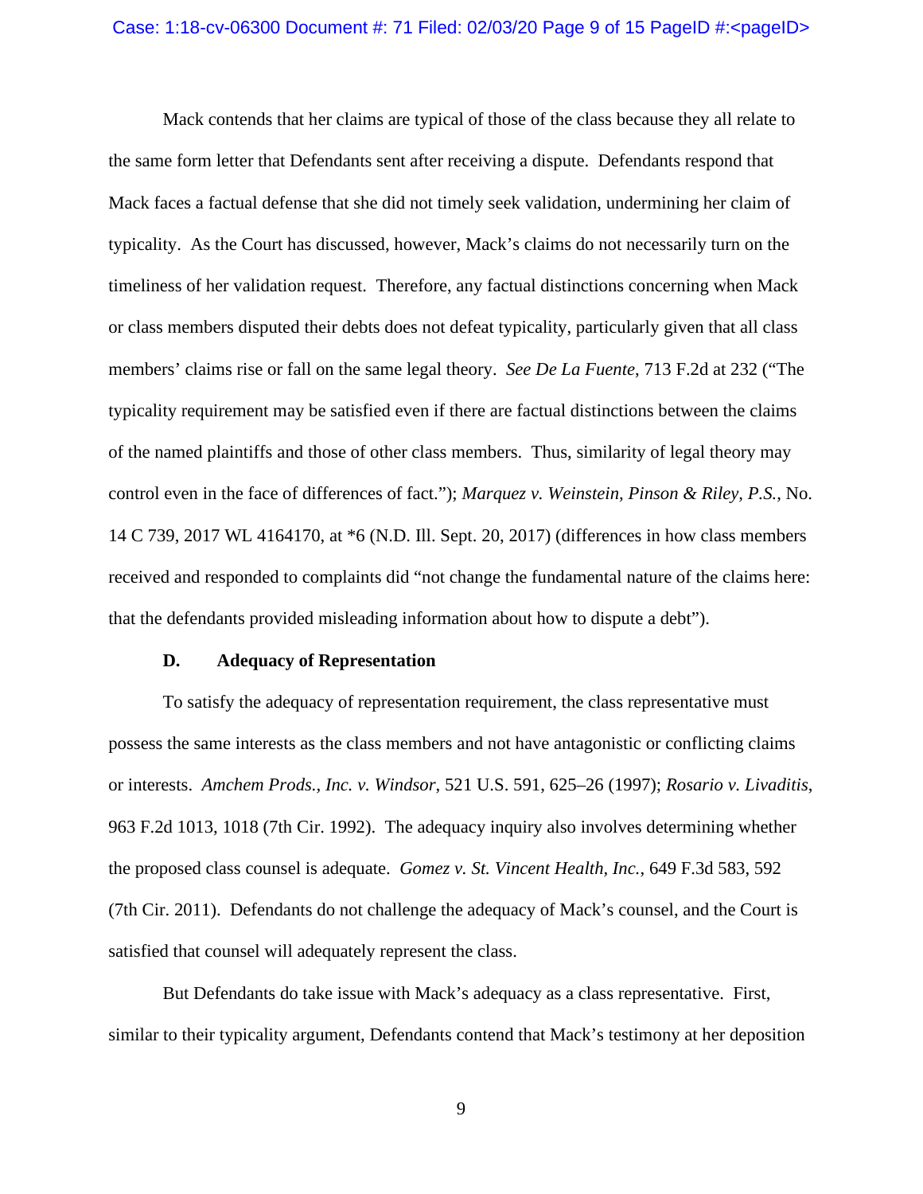Mack contends that her claims are typical of those of the class because they all relate to the same form letter that Defendants sent after receiving a dispute. Defendants respond that Mack faces a factual defense that she did not timely seek validation, undermining her claim of typicality. As the Court has discussed, however, Mack's claims do not necessarily turn on the timeliness of her validation request. Therefore, any factual distinctions concerning when Mack or class members disputed their debts does not defeat typicality, particularly given that all class members' claims rise or fall on the same legal theory. *See De La Fuente*, 713 F.2d at 232 ("The typicality requirement may be satisfied even if there are factual distinctions between the claims of the named plaintiffs and those of other class members. Thus, similarity of legal theory may control even in the face of differences of fact."); *Marquez v. Weinstein, Pinson & Riley, P.S.*, No. 14 C 739, 2017 WL 4164170, at *6 (N.D. Ill. Sept. 20, 2017) (differences in how class members received and responded to complaints did "not change the fundamental nature of the claims here: that the defendants provided misleading information about how to dispute a debt").

### D. Adequacy of Representation

To satisfy the adequacy of representation requirement, the class representative must possess the same interests as the class members and not have antagonistic or conflicting claims or interests. *Amchem Prods., Inc. v. Windsor*, 521 U.S. 591, 625–26 (1997); *Rosario v. Livaditis*, 963 F.2d 1013, 1018 (7th Cir. 1992). The adequacy inquiry also involves determining whether the proposed class counsel is adequate. *Gomez v. St. Vincent Health, Inc.*, 649 F.3d 583, 592 (7th Cir. 2011). Defendants do not challenge the adequacy of Mack's counsel, and the Court is satisfied that counsel will adequately represent the class.

But Defendants do take issue with Mack's adequacy as a class representative. First, similar to their typicality argument, Defendants contend that Mack's testimony at her deposition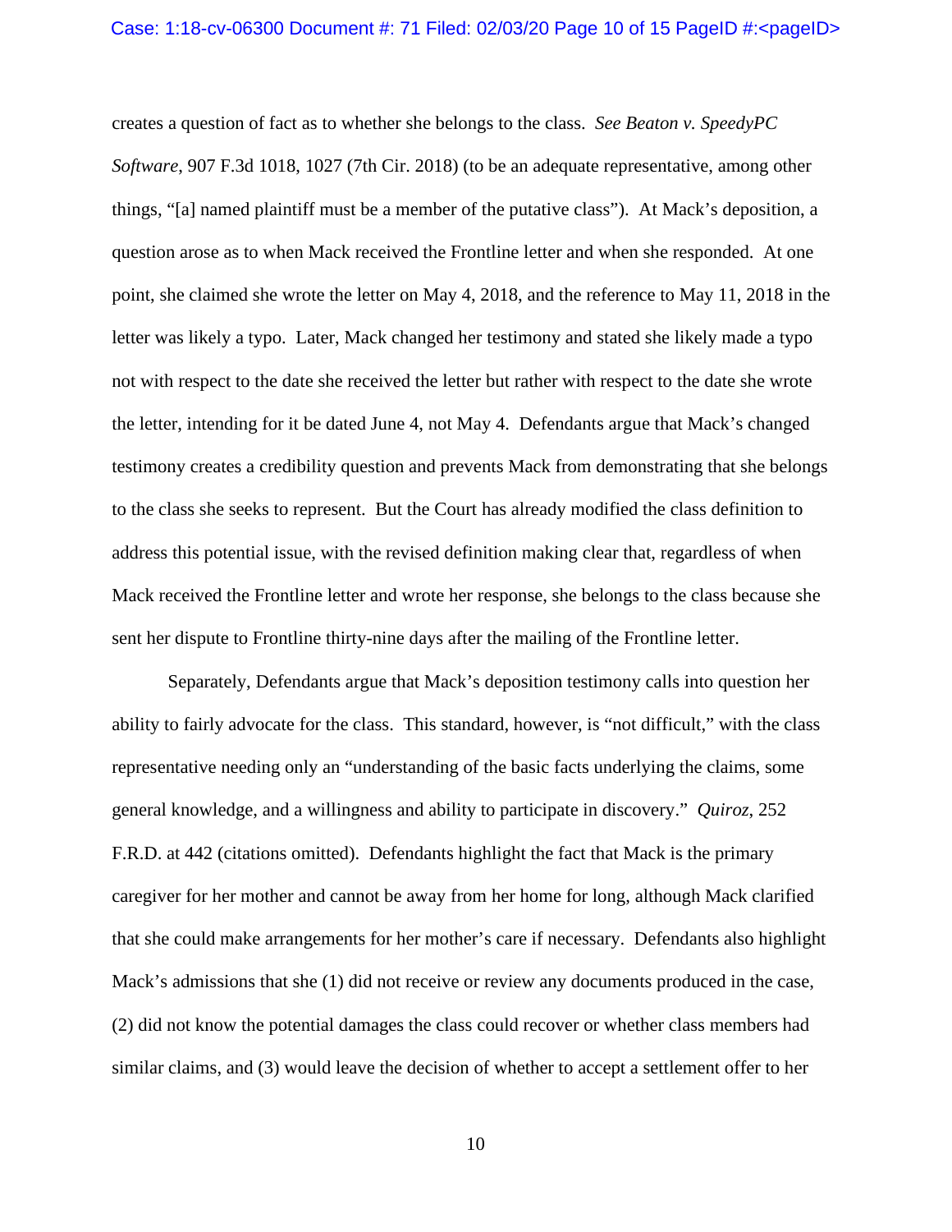creates a question of fact as to whether she belongs to the class. *See Beaton v. SpeedyPC Software*, 907 F.3d 1018, 1027 (7th Cir. 2018) (to be an adequate representative, among other things, "[a] named plaintiff must be a member of the putative class"). At Mack's deposition, a question arose as to when Mack received the Frontline letter and when she responded. At one point, she claimed she wrote the letter on May 4, 2018, and the reference to May 11, 2018 in the letter was likely a typo. Later, Mack changed her testimony and stated she likely made a typo not with respect to the date she received the letter but rather with respect to the date she wrote the letter, intending for it be dated June 4, not May 4. Defendants argue that Mack's changed testimony creates a credibility question and prevents Mack from demonstrating that she belongs to the class she seeks to represent. But the Court has already modified the class definition to address this potential issue, with the revised definition making clear that, regardless of when Mack received the Frontline letter and wrote her response, she belongs to the class because she sent her dispute to Frontline thirty-nine days after the mailing of the Frontline letter.

Separately, Defendants argue that Mack's deposition testimony calls into question her ability to fairly advocate for the class. This standard, however, is "not difficult," with the class representative needing only an "understanding of the basic facts underlying the claims, some general knowledge, and a willingness and ability to participate in discovery." *Quiroz*, 252 F.R.D. at 442 (citations omitted). Defendants highlight the fact that Mack is the primary caregiver for her mother and cannot be away from her home for long, although Mack clarified that she could make arrangements for her mother's care if necessary. Defendants also highlight Mack's admissions that she (1) did not receive or review any documents produced in the case, (2) did not know the potential damages the class could recover or whether class members had similar claims, and (3) would leave the decision of whether to accept a settlement offer to her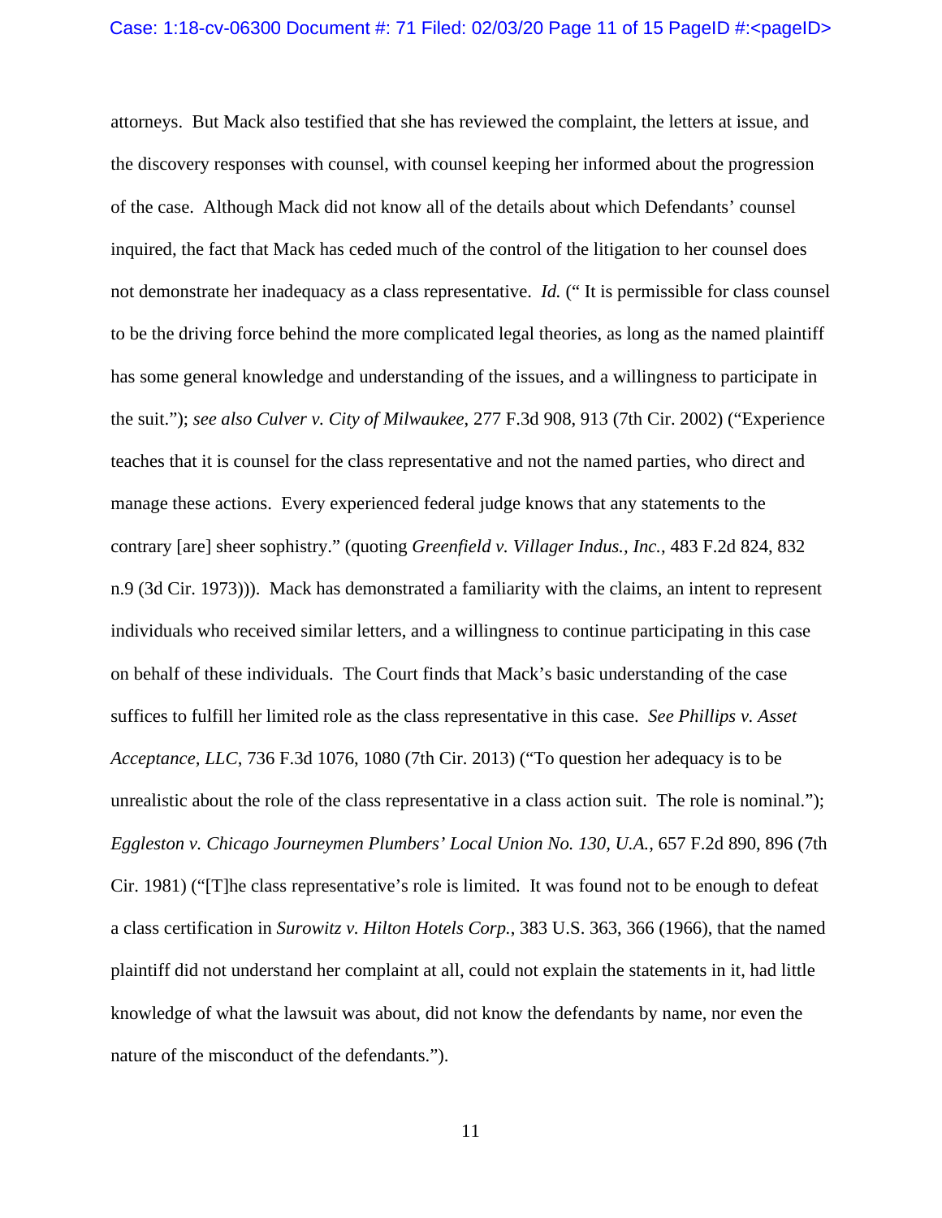attorneys. But Mack also testified that she has reviewed the complaint, the letters at issue, and the discovery responses with counsel, with counsel keeping her informed about the progression of the case. Although Mack did not know all of the details about which Defendants' counsel inquired, the fact that Mack has ceded much of the control of the litigation to her counsel does not demonstrate her inadequacy as a class representative. *Id.* (" It is permissible for class counsel to be the driving force behind the more complicated legal theories, as long as the named plaintiff has some general knowledge and understanding of the issues, and a willingness to participate in the suit."); *see also Culver v. City of Milwaukee*, 277 F.3d 908, 913 (7th Cir. 2002) ("Experience teaches that it is counsel for the class representative and not the named parties, who direct and manage these actions. Every experienced federal judge knows that any statements to the contrary [are] sheer sophistry." (quoting *Greenfield v. Villager Indus., Inc.*, 483 F.2d 824, 832 n.9 (3d Cir. 1973))). Mack has demonstrated a familiarity with the claims, an intent to represent individuals who received similar letters, and a willingness to continue participating in this case on behalf of these individuals. The Court finds that Mack's basic understanding of the case suffices to fulfill her limited role as the class representative in this case. *See Phillips v. Asset Acceptance, LLC*, 736 F.3d 1076, 1080 (7th Cir. 2013) ("To question her adequacy is to be unrealistic about the role of the class representative in a class action suit. The role is nominal."); *Eggleston v. Chicago Journeymen Plumbers' Local Union No. 130, U.A.*, 657 F.2d 890, 896 (7th Cir. 1981) ("[T]he class representative's role is limited. It was found not to be enough to defeat a class certification in *Surowitz v. Hilton Hotels Corp.*, 383 U.S. 363, 366 (1966), that the named plaintiff did not understand her complaint at all, could not explain the statements in it, had little knowledge of what the lawsuit was about, did not know the defendants by name, nor even the nature of the misconduct of the defendants.").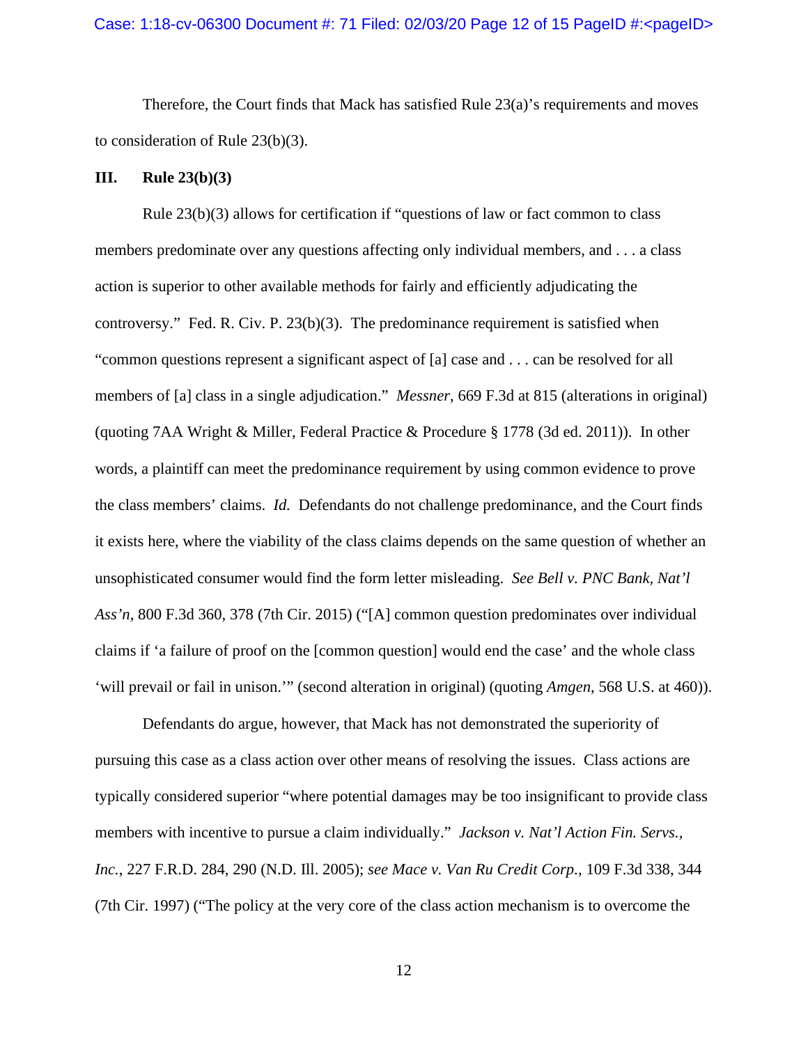Therefore, the Court finds that Mack has satisfied Rule 23(a)'s requirements and moves to consideration of Rule 23(b)(3).

## III. Rule 23(b)(3)

Rule 23(b)(3) allows for certification if "questions of law or fact common to class members predominate over any questions affecting only individual members, and . . . a class action is superior to other available methods for fairly and efficiently adjudicating the controversy." Fed. R. Civ. P. 23(b)(3). The predominance requirement is satisfied when "common questions represent a significant aspect of [a] case and . . . can be resolved for all members of [a] class in a single adjudication." *Messner*, 669 F.3d at 815 (alterations in original) (quoting 7AA Wright & Miller, Federal Practice & Procedure § 1778 (3d ed. 2011)). In other words, a plaintiff can meet the predominance requirement by using common evidence to prove the class members' claims. *Id.* Defendants do not challenge predominance, and the Court finds it exists here, where the viability of the class claims depends on the same question of whether an unsophisticated consumer would find the form letter misleading. *See Bell v. PNC Bank, Nat'l Ass'n*, 800 F.3d 360, 378 (7th Cir. 2015) ("[A] common question predominates over individual claims if 'a failure of proof on the [common question] would end the case' and the whole class 'will prevail or fail in unison.'" (second alteration in original) (quoting *Amgen*, 568 U.S. at 460)).

Defendants do argue, however, that Mack has not demonstrated the superiority of pursuing this case as a class action over other means of resolving the issues. Class actions are typically considered superior "where potential damages may be too insignificant to provide class members with incentive to pursue a claim individually." *Jackson v. Nat'l Action Fin. Servs., Inc.*, 227 F.R.D. 284, 290 (N.D. Ill. 2005); *see Mace v. Van Ru Credit Corp.*, 109 F.3d 338, 344 (7th Cir. 1997) ("The policy at the very core of the class action mechanism is to overcome the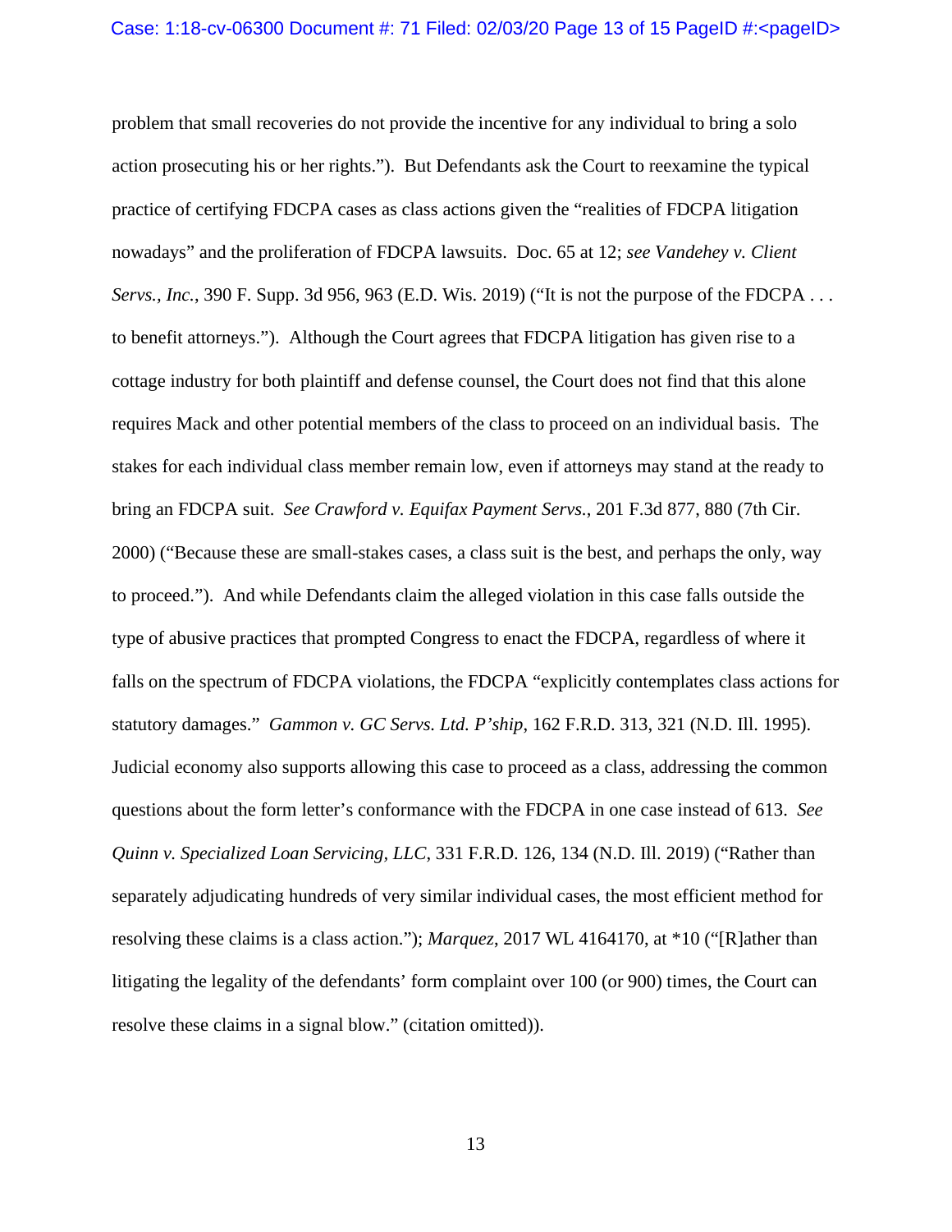problem that small recoveries do not provide the incentive for any individual to bring a solo action prosecuting his or her rights."). But Defendants ask the Court to reexamine the typical practice of certifying FDCPA cases as class actions given the "realities of FDCPA litigation nowadays" and the proliferation of FDCPA lawsuits. Doc. 65 at 12; *see Vandehey v. Client Servs., Inc.*, 390 F. Supp. 3d 956, 963 (E.D. Wis. 2019) ("It is not the purpose of the FDCPA . . . to benefit attorneys."). Although the Court agrees that FDCPA litigation has given rise to a cottage industry for both plaintiff and defense counsel, the Court does not find that this alone requires Mack and other potential members of the class to proceed on an individual basis. The stakes for each individual class member remain low, even if attorneys may stand at the ready to bring an FDCPA suit. *See Crawford v. Equifax Payment Servs.*, 201 F.3d 877, 880 (7th Cir. 2000) ("Because these are small-stakes cases, a class suit is the best, and perhaps the only, way to proceed."). And while Defendants claim the alleged violation in this case falls outside the type of abusive practices that prompted Congress to enact the FDCPA, regardless of where it falls on the spectrum of FDCPA violations, the FDCPA "explicitly contemplates class actions for statutory damages." *Gammon v. GC Servs. Ltd. P'ship*, 162 F.R.D. 313, 321 (N.D. Ill. 1995). Judicial economy also supports allowing this case to proceed as a class, addressing the common questions about the form letter's conformance with the FDCPA in one case instead of 613. *See Quinn v. Specialized Loan Servicing, LLC*, 331 F.R.D. 126, 134 (N.D. Ill. 2019) ("Rather than separately adjudicating hundreds of very similar individual cases, the most efficient method for resolving these claims is a class action."); *Marquez*, 2017 WL 4164170, at *10 ("[R]ather than litigating the legality of the defendants' form complaint over 100 (or 900) times, the Court can resolve these claims in a signal blow." (citation omitted)).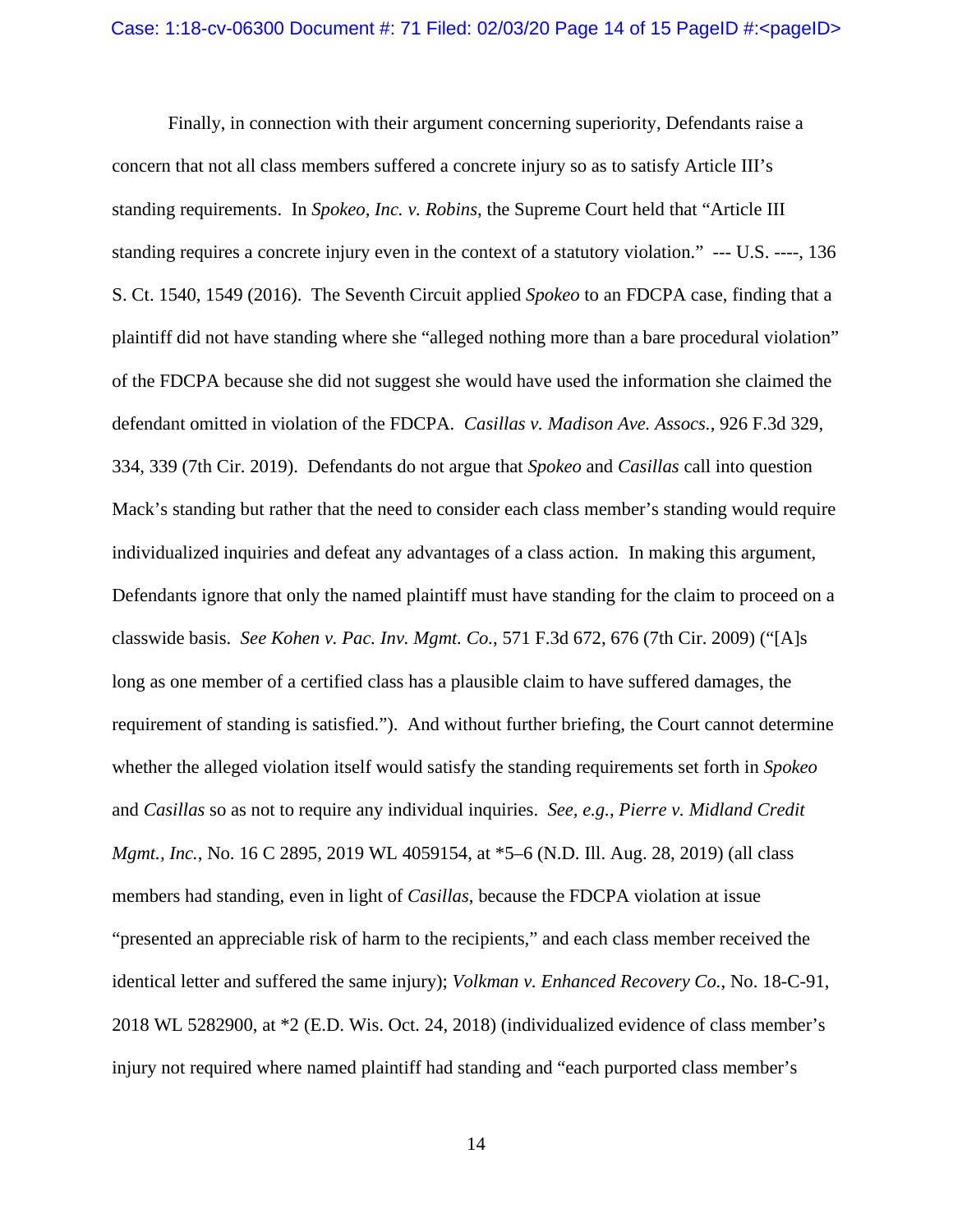Finally, in connection with their argument concerning superiority, Defendants raise a concern that not all class members suffered a concrete injury so as to satisfy Article III's standing requirements. In *Spokeo, Inc. v. Robins*, the Supreme Court held that "Article III standing requires a concrete injury even in the context of a statutory violation." --- U.S. ----, 136 S. Ct. 1540, 1549 (2016). The Seventh Circuit applied *Spokeo* to an FDCPA case, finding that a plaintiff did not have standing where she "alleged nothing more than a bare procedural violation" of the FDCPA because she did not suggest she would have used the information she claimed the defendant omitted in violation of the FDCPA. *Casillas v. Madison Ave. Assocs.*, 926 F.3d 329, 334, 339 (7th Cir. 2019). Defendants do not argue that *Spokeo* and *Casillas* call into question Mack's standing but rather that the need to consider each class member's standing would require individualized inquiries and defeat any advantages of a class action. In making this argument, Defendants ignore that only the named plaintiff must have standing for the claim to proceed on a classwide basis. *See Kohen v. Pac. Inv. Mgmt. Co.*, 571 F.3d 672, 676 (7th Cir. 2009) ("[A]s long as one member of a certified class has a plausible claim to have suffered damages, the requirement of standing is satisfied."). And without further briefing, the Court cannot determine whether the alleged violation itself would satisfy the standing requirements set forth in *Spokeo* and *Casillas* so as not to require any individual inquiries. *See, e.g.*, *Pierre v. Midland Credit Mgmt., Inc.*, No. 16 C 2895, 2019 WL 4059154, at *5–6 (N.D. Ill. Aug. 28, 2019) (all class members had standing, even in light of *Casillas*, because the FDCPA violation at issue "presented an appreciable risk of harm to the recipients," and each class member received the identical letter and suffered the same injury); *Volkman v. Enhanced Recovery Co.*, No. 18-C-91, 2018 WL 5282900, at *2 (E.D. Wis. Oct. 24, 2018) (individualized evidence of class member's injury not required where named plaintiff had standing and "each purported class member's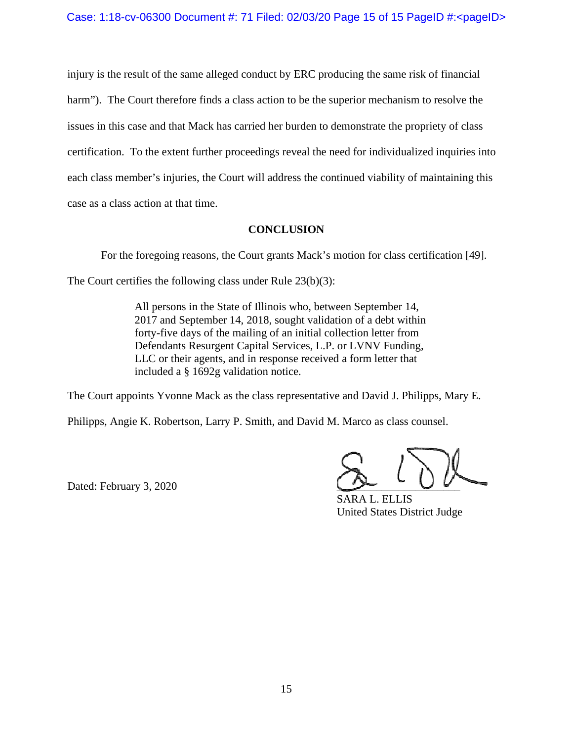injury is the result of the same alleged conduct by ERC producing the same risk of financial harm"). The Court therefore finds a class action to be the superior mechanism to resolve the issues in this case and that Mack has carried her burden to demonstrate the propriety of class certification. To the extent further proceedings reveal the need for individualized inquiries into each class member's injuries, the Court will address the continued viability of maintaining this case as a class action at that time.

## CONCLUSION

For the foregoing reasons, the Court grants Mack's motion for class certification [49]. The Court certifies the following class under Rule 23(b)(3):

> All persons in the State of Illinois who, between September 14, 2017 and September 14, 2018, sought validation of a debt within forty-five days of the mailing of an initial collection letter from Defendants Resurgent Capital Services, L.P. or LVNV Funding, LLC or their agents, and in response received a form letter that included a § 1692g validation notice.

The Court appoints Yvonne Mack as the class representative and David J. Philipps, Mary E. Philipps, Angie K. Robertson, Larry P. Smith, and David M. Marco as class counsel.

Dated: February 3, 2020

SARA L. ELLIS
United States District Judge